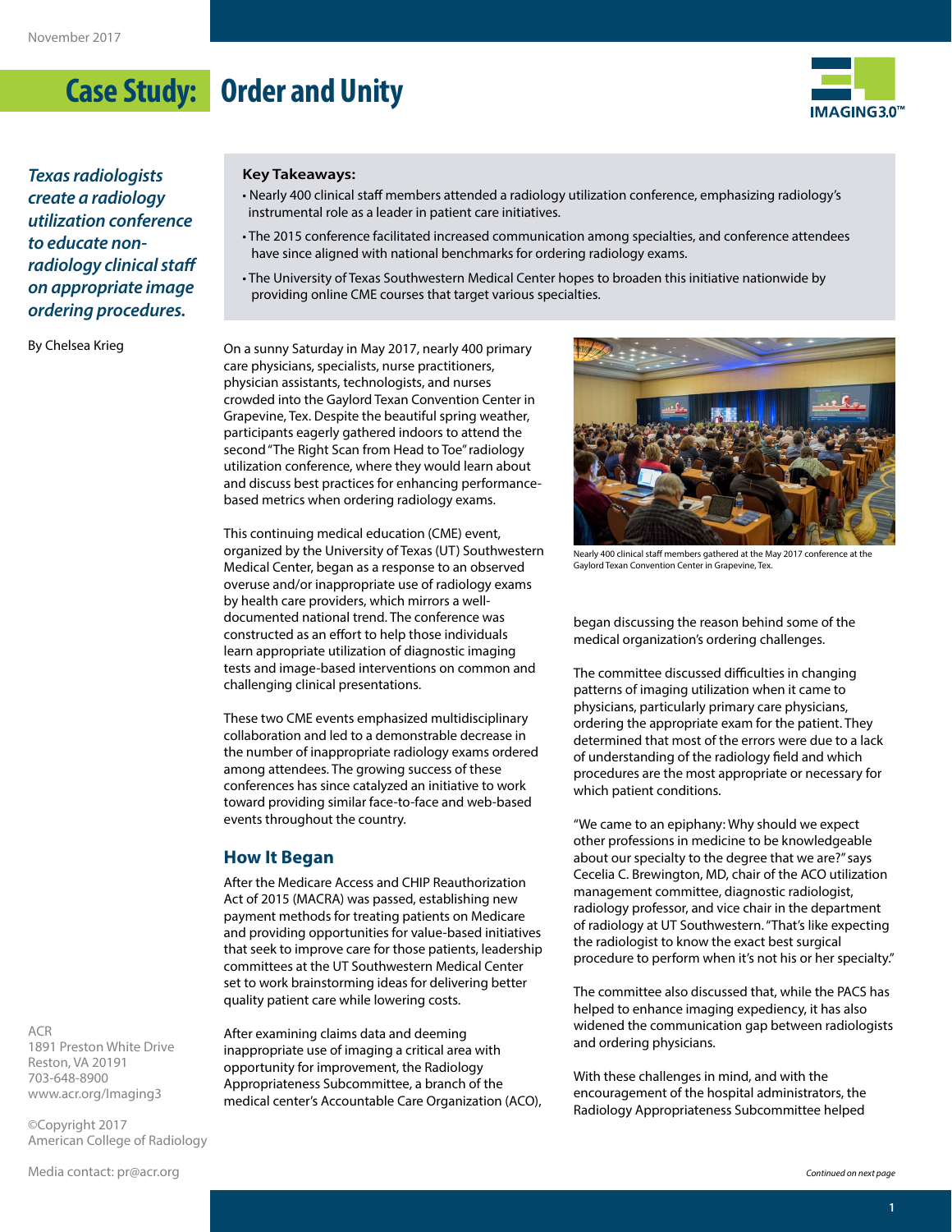November 2017

# Case Study: Order and Unity

*Texas radiologists create a radiology utilization conference to educate non-radiology clinical staff on appropriate image ordering procedures.*

By Chelsea Krieg

**Key Takeaways:**

- Nearly 400 clinical staff members attended a radiology utilization conference, emphasizing radiology's instrumental role as a leader in patient care initiatives.
- The 2015 conference facilitated increased communication among specialties, and conference attendees have since aligned with national benchmarks for ordering radiology exams.
- The University of Texas Southwestern Medical Center hopes to broaden this initiative nationwide by providing online CME courses that target various specialties.

On a sunny Saturday in May 2017, nearly 400 primary care physicians, specialists, nurse practitioners, physician assistants, technologists, and nurses crowded into the Gaylord Texan Convention Center in Grapevine, Tex. Despite the beautiful spring weather, participants eagerly gathered indoors to attend the second "The Right Scan from Head to Toe" radiology utilization conference, where they would learn about and discuss best practices for enhancing performance-based metrics when ordering radiology exams.

This continuing medical education (CME) event, organized by the University of Texas (UT) Southwestern Medical Center, began as a response to an observed overuse and/or inappropriate use of radiology exams by health care providers, which mirrors a well-documented national trend. The conference was constructed as an effort to help those individuals learn appropriate utilization of diagnostic imaging tests and image-based interventions on common and challenging clinical presentations.

These two CME events emphasized multidisciplinary collaboration and led to a demonstrable decrease in the number of inappropriate radiology exams ordered among attendees. The growing success of these conferences has since catalyzed an initiative to work toward providing similar face-to-face and web-based events throughout the country.

## How It Began

After the Medicare Access and CHIP Reauthorization Act of 2015 (MACRA) was passed, establishing new payment methods for treating patients on Medicare and providing opportunities for value-based initiatives that seek to improve care for those patients, leadership committees at the UT Southwestern Medical Center set to work brainstorming ideas for delivering better quality patient care while lowering costs.

After examining claims data and deeming inappropriate use of imaging a critical area with opportunity for improvement, the Radiology Appropriateness Subcommittee, a branch of the medical center's Accountable Care Organization (ACO), began discussing the reason behind some of the medical organization's ordering challenges.

Nearly 400 clinical staff members gathered at the May 2017 conference at the Gaylord Texan Convention Center in Grapevine, Tex.

The committee discussed difficulties in changing patterns of imaging utilization when it came to physicians, particularly primary care physicians, ordering the appropriate exam for the patient. They determined that most of the errors were due to a lack of understanding of the radiology field and which procedures are the most appropriate or necessary for which patient conditions.

"We came to an epiphany: Why should we expect other professions in medicine to be knowledgeable about our specialty to the degree that we are?" says Cecelia C. Brewington, MD, chair of the ACO utilization management committee, diagnostic radiologist, radiology professor, and vice chair in the department of radiology at UT Southwestern. "That's like expecting the radiologist to know the exact best surgical procedure to perform when it's not his or her specialty."

The committee also discussed that, while the PACS has helped to enhance imaging expediency, it has also widened the communication gap between radiologists and ordering physicians.

With these challenges in mind, and with the encouragement of the hospital administrators, the Radiology Appropriateness Subcommittee helped

*Continued on next page*

ACR
1891 Preston White Drive
Reston, VA 20191
703-648-8900
www.acr.org/Imaging3

©Copyright 2017
American College of Radiology

Media contact: pr@acr.org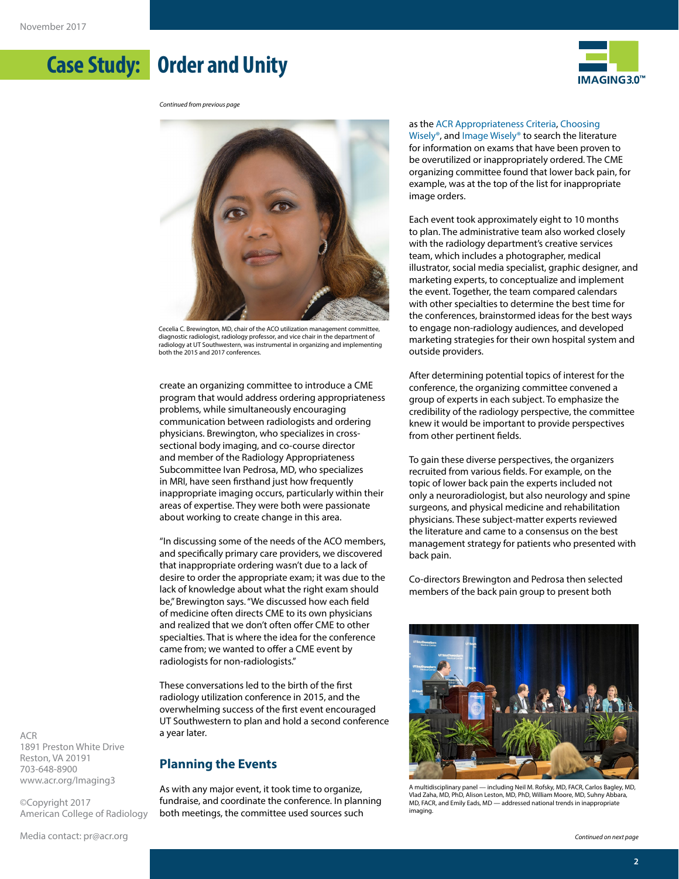# Case Study: Order and Unity

*Continued from previous page*

Cecelia C. Brewington, MD, chair of the ACO utilization management committee, diagnostic radiologist, radiology professor, and vice chair in the department of radiology at UT Southwestern, was instrumental in organizing and implementing both the 2015 and 2017 conferences.

create an organizing committee to introduce a CME program that would address ordering appropriateness problems, while simultaneously encouraging communication between radiologists and ordering physicians. Brewington, who specializes in cross-sectional body imaging, and co-course director and member of the Radiology Appropriateness Subcommittee Ivan Pedrosa, MD, who specializes in MRI, have seen firsthand just how frequently inappropriate imaging occurs, particularly within their areas of expertise. They were both were passionate about working to create change in this area.

"In discussing some of the needs of the ACO members, and specifically primary care providers, we discovered that inappropriate ordering wasn't due to a lack of desire to order the appropriate exam; it was due to the lack of knowledge about what the right exam should be," Brewington says. "We discussed how each field of medicine often directs CME to its own physicians and realized that we don't often offer CME to other specialties. That is where the idea for the conference came from; we wanted to offer a CME event by radiologists for non-radiologists."

These conversations led to the birth of the first radiology utilization conference in 2015, and the overwhelming success of the first event encouraged UT Southwestern to plan and hold a second conference a year later.

## Planning the Events

As with any major event, it took time to organize, fundraise, and coordinate the conference. In planning both meetings, the committee used sources such as the ACR Appropriateness Criteria, Choosing Wisely®, and Image Wisely® to search the literature for information on exams that have been proven to be overutilized or inappropriately ordered. The CME organizing committee found that lower back pain, for example, was at the top of the list for inappropriate image orders.

Each event took approximately eight to 10 months to plan. The administrative team also worked closely with the radiology department's creative services team, which includes a photographer, medical illustrator, social media specialist, graphic designer, and marketing experts, to conceptualize and implement the event. Together, the team compared calendars with other specialties to determine the best time for the conferences, brainstormed ideas for the best ways to engage non-radiology audiences, and developed marketing strategies for their own hospital system and outside providers.

After determining potential topics of interest for the conference, the organizing committee convened a group of experts in each subject. To emphasize the credibility of the radiology perspective, the committee knew it would be important to provide perspectives from other pertinent fields.

To gain these diverse perspectives, the organizers recruited from various fields. For example, on the topic of lower back pain the experts included not only a neuroradiologist, but also neurology and spine surgeons, and physical medicine and rehabilitation physicians. These subject-matter experts reviewed the literature and came to a consensus on the best management strategy for patients who presented with back pain.

Co-directors Brewington and Pedrosa then selected members of the back pain group to present both

A multidisciplinary panel — including Neil M. Rofsky, MD, FACR, Carlos Bagley, MD, Vlad Zaha, MD, PhD, Alison Leston, MD, PhD, William Moore, MD, Suhny Abbara, MD, FACR, and Emily Eads, MD — addressed national trends in inappropriate imaging.

*Continued on next page*

ACR
1891 Preston White Drive
Reston, VA 20191
703-648-8900
www.acr.org/Imaging3

©Copyright 2017
American College of Radiology

Media contact: pr@acr.org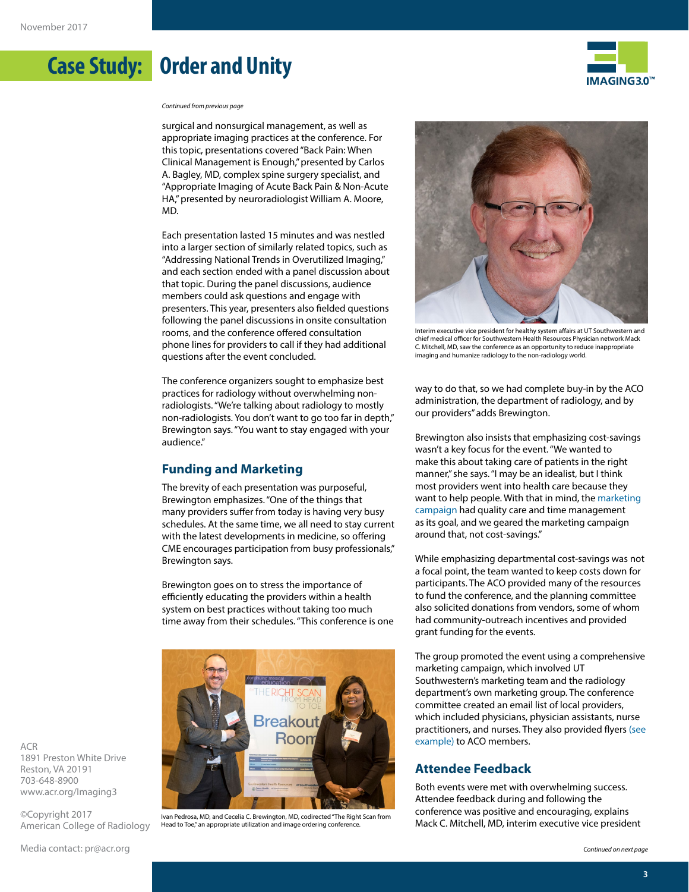*Continued from previous page*

surgical and nonsurgical management, as well as appropriate imaging practices at the conference. For this topic, presentations covered "Back Pain: When Clinical Management is Enough," presented by Carlos A. Bagley, MD, complex spine surgery specialist, and "Appropriate Imaging of Acute Back Pain & Non-Acute HA," presented by neuroradiologist William A. Moore, MD.

Each presentation lasted 15 minutes and was nestled into a larger section of similarly related topics, such as "Addressing National Trends in Overutilized Imaging," and each section ended with a panel discussion about that topic. During the panel discussions, audience members could ask questions and engage with presenters. This year, presenters also fielded questions following the panel discussions in onsite consultation rooms, and the conference offered consultation phone lines for providers to call if they had additional questions after the event concluded.

The conference organizers sought to emphasize best practices for radiology without overwhelming non-radiologists. "We're talking about radiology to mostly non-radiologists. You don't want to go too far in depth," Brewington says. "You want to stay engaged with your audience."

## Funding and Marketing

The brevity of each presentation was purposeful, Brewington emphasizes. "One of the things that many providers suffer from today is having very busy schedules. At the same time, we all need to stay current with the latest developments in medicine, so offering CME encourages participation from busy professionals," Brewington says.

Brewington goes on to stress the importance of efficiently educating the providers within a health system on best practices without taking too much time away from their schedules. "This conference is one way to do that, so we had complete buy-in by the ACO administration, the department of radiology, and by our providers" adds Brewington.

Ivan Pedrosa, MD, and Cecelia C. Brewington, MD, codirected "The Right Scan from Head to Toe," an appropriate utilization and image ordering conference.

Interim executive vice president for healthy system affairs at UT Southwestern and chief medical officer for Southwestern Health Resources Physician network Mack C. Mitchell, MD, saw the conference as an opportunity to reduce inappropriate imaging and humanize radiology to the non-radiology world.

Brewington also insists that emphasizing cost-savings wasn't a key focus for the event. "We wanted to make this about taking care of patients in the right manner," she says. "I may be an idealist, but I think most providers went into health care because they want to help people. With that in mind, the marketing campaign had quality care and time management as its goal, and we geared the marketing campaign around that, not cost-savings."

While emphasizing departmental cost-savings was not a focal point, the team wanted to keep costs down for participants. The ACO provided many of the resources to fund the conference, and the planning committee also solicited donations from vendors, some of whom had community-outreach incentives and provided grant funding for the events.

The group promoted the event using a comprehensive marketing campaign, which involved UT Southwestern's marketing team and the radiology department's own marketing group. The conference committee created an email list of local providers, which included physicians, physician assistants, nurse practitioners, and nurses. They also provided flyers (see example) to ACO members.

## Attendee Feedback

Both events were met with overwhelming success. Attendee feedback during and following the conference was positive and encouraging, explains Mack C. Mitchell, MD, interim executive vice president

*Continued on next page*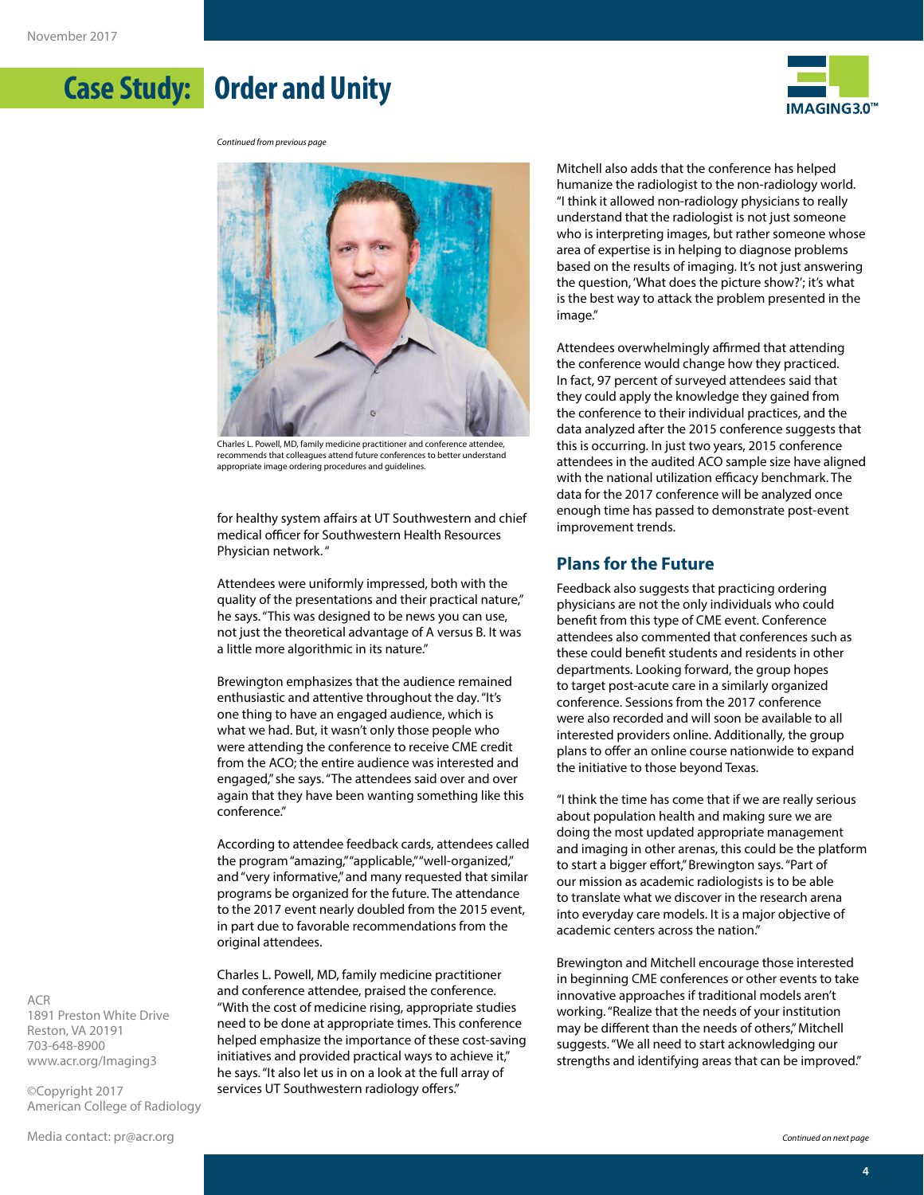# Case Study: Order and Unity

*Continued from previous page*

Charles L. Powell, MD, family medicine practitioner and conference attendee, recommends that colleagues attend future conferences to better understand appropriate image ordering procedures and guidelines.

for healthy system affairs at UT Southwestern and chief medical officer for Southwestern Health Resources Physician network."

Attendees were uniformly impressed, both with the quality of the presentations and their practical nature," he says. "This was designed to be news you can use, not just the theoretical advantage of A versus B. It was a little more algorithmic in its nature."

Brewington emphasizes that the audience remained enthusiastic and attentive throughout the day. "It's one thing to have an engaged audience, which is what we had. But, it wasn't only those people who were attending the conference to receive CME credit from the ACO; the entire audience was interested and engaged," she says. "The attendees said over and over again that they have been wanting something like this conference."

According to attendee feedback cards, attendees called the program "amazing," "applicable," "well-organized," and "very informative," and many requested that similar programs be organized for the future. The attendance to the 2017 event nearly doubled from the 2015 event, in part due to favorable recommendations from the original attendees.

Charles L. Powell, MD, family medicine practitioner and conference attendee, praised the conference. "With the cost of medicine rising, appropriate studies need to be done at appropriate times. This conference helped emphasize the importance of these cost-saving initiatives and provided practical ways to achieve it," he says. "It also let us in on a look at the full array of services UT Southwestern radiology offers."

Mitchell also adds that the conference has helped humanize the radiologist to the non-radiology world. "I think it allowed non-radiology physicians to really understand that the radiologist is not just someone who is interpreting images, but rather someone whose area of expertise is in helping to diagnose problems based on the results of imaging. It's not just answering the question, 'What does the picture show?'; it's what is the best way to attack the problem presented in the image."

Attendees overwhelmingly affirmed that attending the conference would change how they practiced. In fact, 97 percent of surveyed attendees said that they could apply the knowledge they gained from the conference to their individual practices, and the data analyzed after the 2015 conference suggests that this is occurring. In just two years, 2015 conference attendees in the audited ACO sample size have aligned with the national utilization efficacy benchmark. The data for the 2017 conference will be analyzed once enough time has passed to demonstrate post-event improvement trends.

## Plans for the Future

Feedback also suggests that practicing ordering physicians are not the only individuals who could benefit from this type of CME event. Conference attendees also commented that conferences such as these could benefit students and residents in other departments. Looking forward, the group hopes to target post-acute care in a similarly organized conference. Sessions from the 2017 conference were also recorded and will soon be available to all interested providers online. Additionally, the group plans to offer an online course nationwide to expand the initiative to those beyond Texas.

"I think the time has come that if we are really serious about population health and making sure we are doing the most updated appropriate management and imaging in other arenas, this could be the platform to start a bigger effort," Brewington says. "Part of our mission as academic radiologists is to be able to translate what we discover in the research arena into everyday care models. It is a major objective of academic centers across the nation."

Brewington and Mitchell encourage those interested in beginning CME conferences or other events to take innovative approaches if traditional models aren't working. "Realize that the needs of your institution may be different than the needs of others," Mitchell suggests. "We all need to start acknowledging our strengths and identifying areas that can be improved."

*Continued on next page*

ACR
1891 Preston White Drive
Reston, VA 20191
703-648-8900
www.acr.org/Imaging3

©Copyright 2017
American College of Radiology

Media contact: pr@acr.org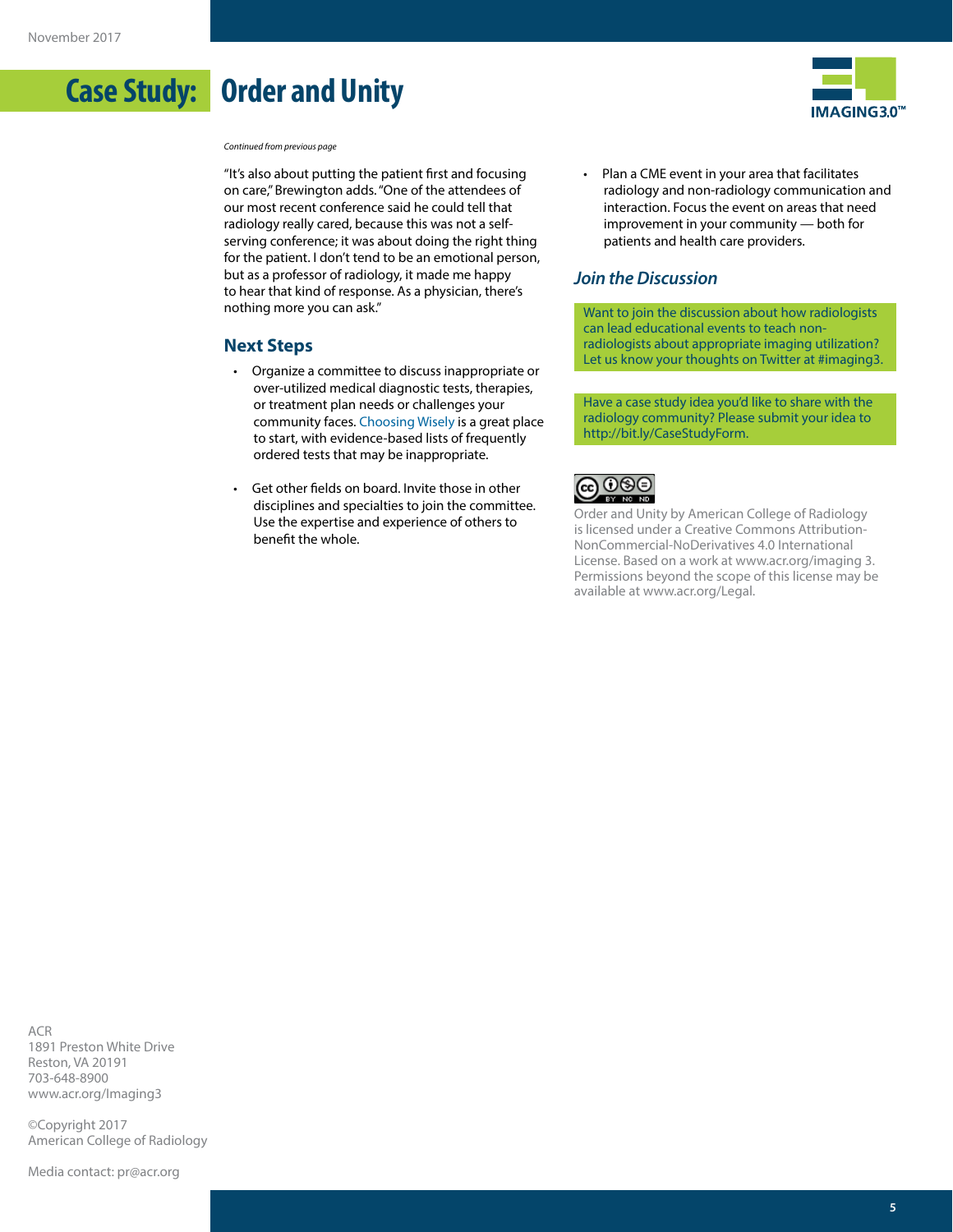# Case Study: Order and Unity

*Continued from previous page*

"It's also about putting the patient first and focusing on care," Brewington adds. "One of the attendees of our most recent conference said he could tell that radiology really cared, because this was not a self-serving conference; it was about doing the right thing for the patient. I don't tend to be an emotional person, but as a professor of radiology, it made me happy to hear that kind of response. As a physician, there's nothing more you can ask."

## Next Steps

- Organize a committee to discuss inappropriate or over-utilized medical diagnostic tests, therapies, or treatment plan needs or challenges your community faces. Choosing Wisely is a great place to start, with evidence-based lists of frequently ordered tests that may be inappropriate.

- Get other fields on board. Invite those in other disciplines and specialties to join the committee. Use the expertise and experience of others to benefit the whole.

- Plan a CME event in your area that facilitates radiology and non-radiology communication and interaction. Focus the event on areas that need improvement in your community — both for patients and health care providers.

## *Join the Discussion*

Want to join the discussion about how radiologists can lead educational events to teach non-radiologists about appropriate imaging utilization? Let us know your thoughts on Twitter at #imaging3.

Have a case study idea you'd like to share with the radiology community? Please submit your idea to http://bit.ly/CaseStudyForm.

Order and Unity by American College of Radiology is licensed under a Creative Commons Attribution-NonCommercial-NoDerivatives 4.0 International License. Based on a work at www.acr.org/imaging 3. Permissions beyond the scope of this license may be available at www.acr.org/Legal.

ACR
1891 Preston White Drive
Reston, VA 20191
703-648-8900
www.acr.org/Imaging3

©Copyright 2017
American College of Radiology

Media contact: pr@acr.org